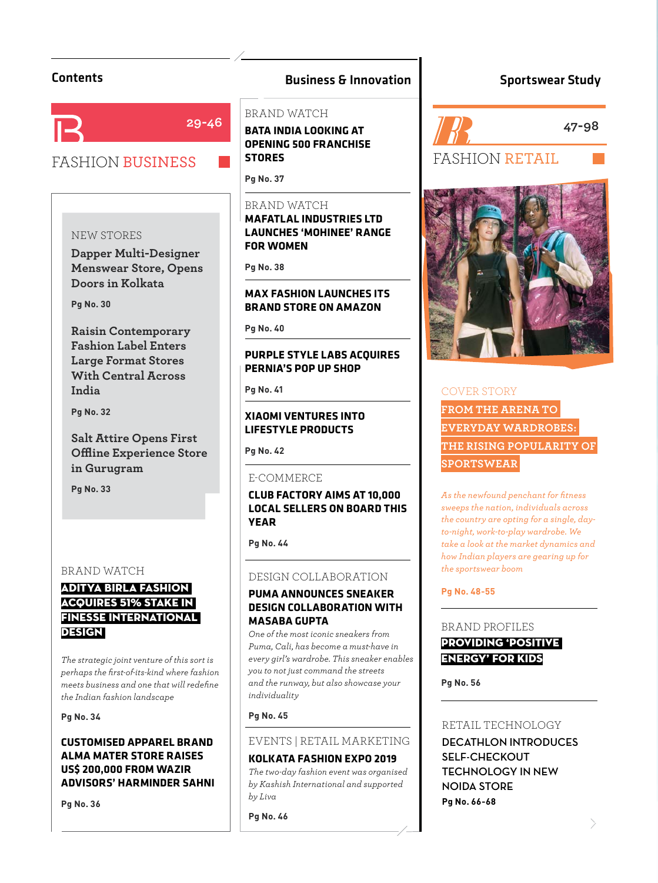## Contents

### FASHION BUSINESS

29-46

## Business & Innovation

NEW STORES

**Dapper Multi-Designer Menswear Store, Opens Doors in Kolkata**

Pg No. 30

**Raisin Contemporary Fashion Label Enters Large Format Stores With Central Across India**

Pg No. 32

**Salt Attire Opens First Offline Experience Store in Gurugram**

Pg No. 33

BRAND WATCH

**ADITYA BIRLA FASHION ACQUIRES 51% STAKE IN FINESSE INTERNATIONAL DESIGN**

*The strategic joint venture of this sort is perhaps the first-of-its-kind where fashion meets business and one that will redefine the Indian fashion landscape*

Pg No. 34

**CUSTOMISED APPAREL BRAND ALMA MATER STORE RAISES US$ 200,000 FROM WAZIR ADVISORS' HARMINDER SAHNI**

Pg No. 36

BRAND WATCH

**BATA INDIA LOOKING AT OPENING 500 FRANCHISE STORES**

Pg No. 37

BRAND WATCH

**MAFATLAL INDUSTRIES LTD LAUNCHES 'MOHINEE' RANGE FOR WOMEN**

Pg No. 38

**MAX FASHION LAUNCHES ITS BRAND STORE ON AMAZON**

Pg No. 40

**PURPLE STYLE LABS ACQUIRES PERNIA'S POP UP SHOP**

Pg No. 41

**XIAOMI VENTURES INTO LIFESTYLE PRODUCTS**

Pg No. 42

E-COMMERCE

**CLUB FACTORY AIMS AT 10,000 LOCAL SELLERS ON BOARD THIS YEAR**

Pg No. 44

DESIGN COLLABORATION

**PUMA ANNOUNCES SNEAKER DESIGN COLLABORATION WITH MASABA GUPTA**

*One of the most iconic sneakers from Puma, Cali, has become a must-have in every girl's wardrobe. This sneaker enables you to not just command the streets and the runway, but also showcase your individuality*

Pg No. 45

EVENTS | RETAIL MARKETING

**KOLKATA FASHION EXPO 2019**

*The two-day fashion event was organised by Kashish International and supported by Liva*

Pg No. 46

## Sportswear Study

### FASHION RETAIL

47-98

COVER STORY

**FROM THE ARENA TO EVERYDAY WARDROBES: THE RISING POPULARITY OF SPORTSWEAR**

*As the newfound penchant for fitness sweeps the nation, individuals across the country are opting for a single, day-to-night, work-to-play wardrobe. We take a look at the market dynamics and how Indian players are gearing up for the sportswear boom*

Pg No. 48-55

BRAND PROFILES

**PROVIDING 'POSITIVE ENERGY' FOR KIDS**

Pg No. 56

RETAIL TECHNOLOGY

**DECATHLON INTRODUCES SELF-CHECKOUT TECHNOLOGY IN NEW NOIDA STORE**

Pg No. 66-68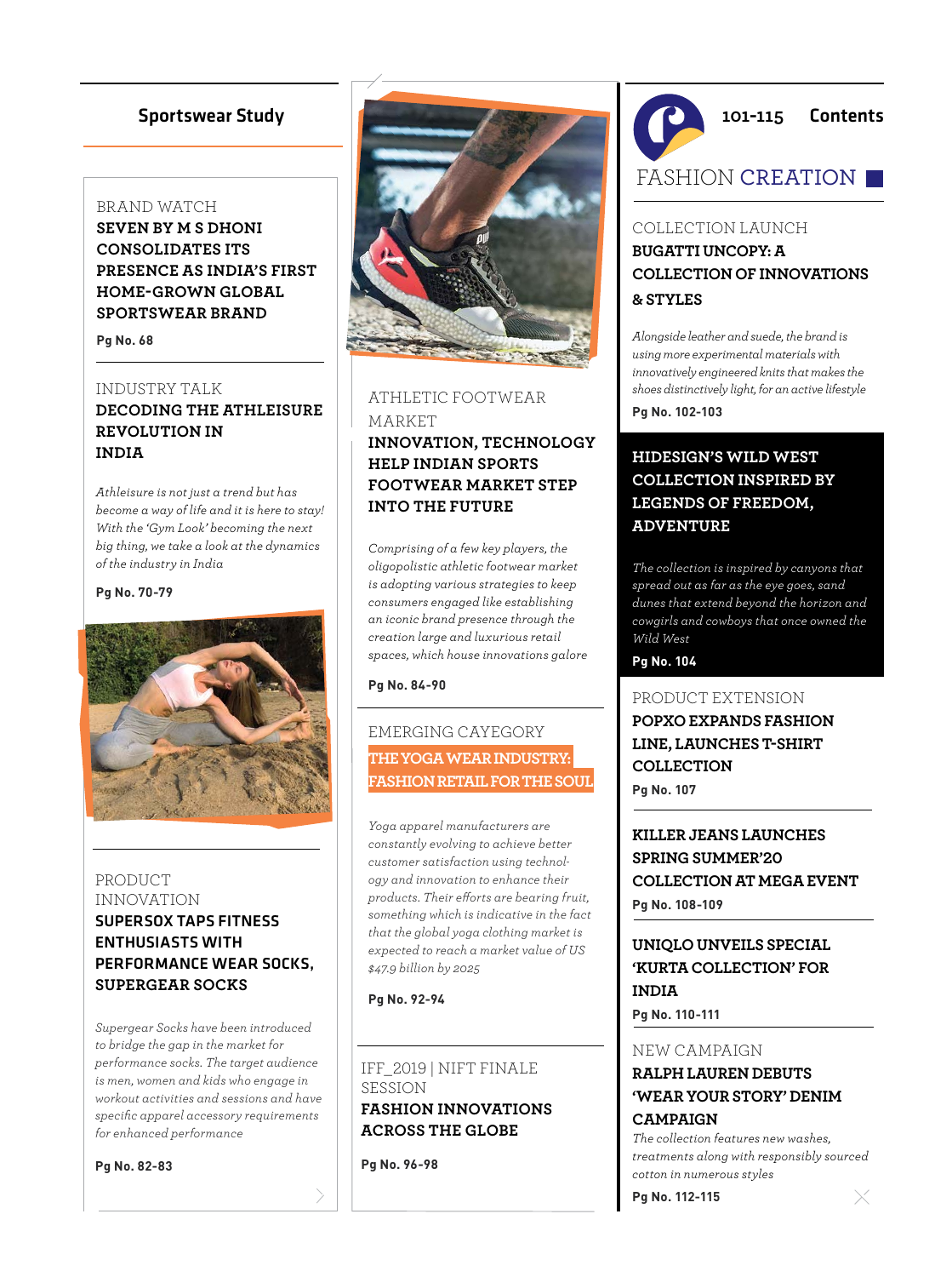## Sportswear Study

BRAND WATCH

**SEVEN BY M S DHONI CONSOLIDATES ITS PRESENCE AS INDIA'S FIRST HOME-GROWN GLOBAL SPORTSWEAR BRAND**

**Pg No. 68**

INDUSTRY TALK

**DECODING THE ATHLEISURE REVOLUTION IN INDIA**

*Athleisure is not just a trend but has become a way of life and it is here to stay! With the 'Gym Look' becoming the next big thing, we take a look at the dynamics of the industry in India*

**Pg No. 70-79**

PRODUCT INNOVATION

**SUPERSOX TAPS FITNESS ENTHUSIASTS WITH PERFORMANCE WEAR SOCKS, SUPERGEAR SOCKS**

*Supergear Socks have been introduced to bridge the gap in the market for performance socks. The target audience is men, women and kids who engage in workout activities and sessions and have specific apparel accessory requirements for enhanced performance*

**Pg No. 82-83**

ATHLETIC FOOTWEAR MARKET

**INNOVATION, TECHNOLOGY HELP INDIAN SPORTS FOOTWEAR MARKET STEP INTO THE FUTURE**

*Comprising of a few key players, the oligopolistic athletic footwear market is adopting various strategies to keep consumers engaged like establishing an iconic brand presence through the creation large and luxurious retail spaces, which house innovations galore*

**Pg No. 84-90**

EMERGING CAYEGORY

**THE YOGA WEAR INDUSTRY: FASHION RETAIL FOR THE SOUL**

*Yoga apparel manufacturers are constantly evolving to achieve better customer satisfaction using technology and innovation to enhance their products. Their efforts are bearing fruit, something which is indicative in the fact that the global yoga clothing market is expected to reach a market value of US $47.9 billion by 2025*

**Pg No. 92-94**

IFF_2019 | NIFT FINALE SESSION

**FASHION INNOVATIONS ACROSS THE GLOBE**

**Pg No. 96-98**

## 101-115 Contents

## FASHION CREATION

COLLECTION LAUNCH

**BUGATTI UNCOPY: A COLLECTION OF INNOVATIONS & STYLES**

*Alongside leather and suede, the brand is using more experimental materials with innovatively engineered knits that makes the shoes distinctively light, for an active lifestyle*

**Pg No. 102-103**

**HIDESIGN'S WILD WEST COLLECTION INSPIRED BY LEGENDS OF FREEDOM, ADVENTURE**

*The collection is inspired by canyons that spread out as far as the eye goes, sand dunes that extend beyond the horizon and cowgirls and cowboys that once owned the Wild West*

**Pg No. 104**

PRODUCT EXTENSION

**POPXO EXPANDS FASHION LINE, LAUNCHES T-SHIRT COLLECTION**

**Pg No. 107**

**KILLER JEANS LAUNCHES SPRING SUMMER'20 COLLECTION AT MEGA EVENT**

**Pg No. 108-109**

**UNIQLO UNVEILS SPECIAL 'KURTA COLLECTION' FOR INDIA**

**Pg No. 110-111**

NEW CAMPAIGN

**RALPH LAUREN DEBUTS 'WEAR YOUR STORY' DENIM CAMPAIGN**

*The collection features new washes, treatments along with responsibly sourced cotton in numerous styles*

**Pg No. 112-115**